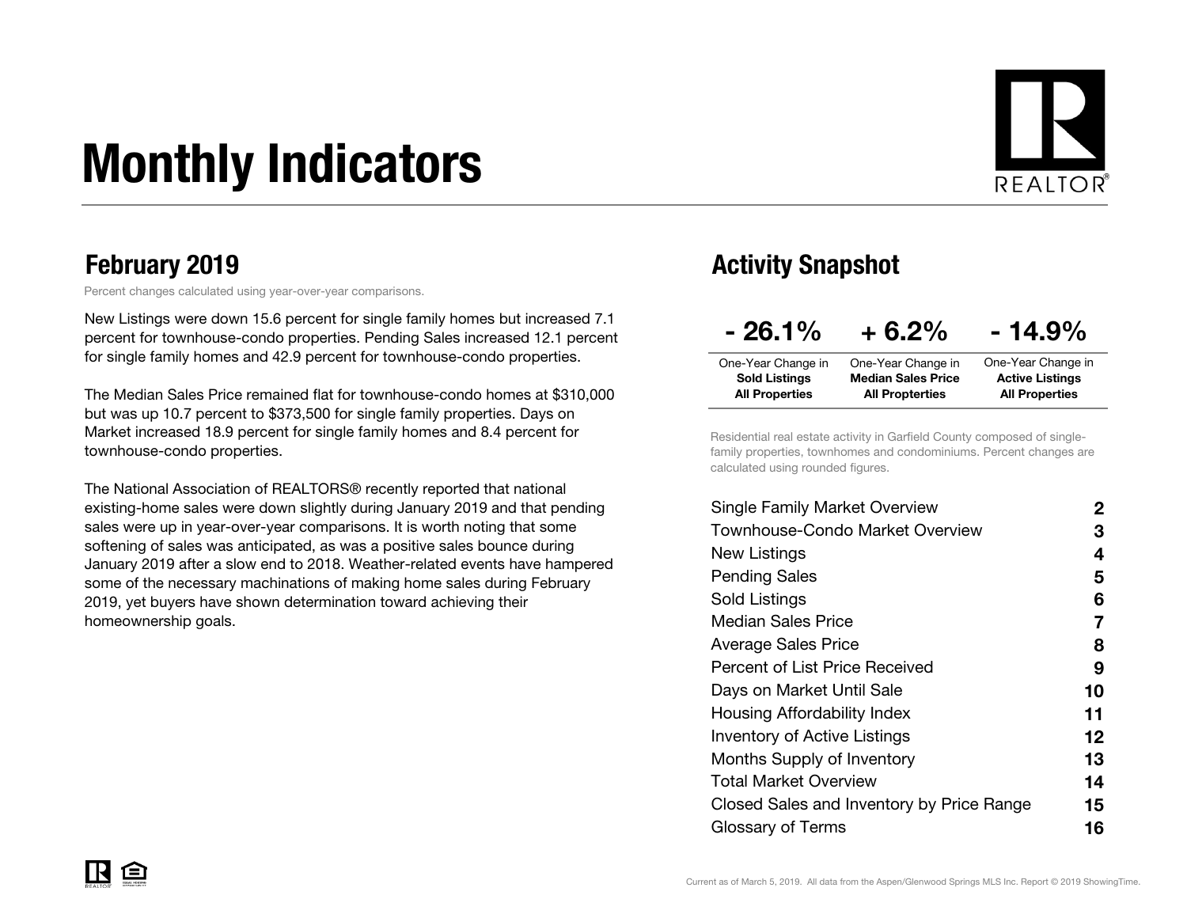# Monthly Indicators

## February 2019

Percent changes calculated using year-over-year comparisons.

New Listings were down 15.6 percent for single family homes but increased 7.1 percent for townhouse-condo properties. Pending Sales increased 12.1 percent for single family homes and 42.9 percent for townhouse-condo properties.

The Median Sales Price remained flat for townhouse-condo homes at $310,000 but was up 10.7 percent to $373,500 for single family properties. Days on Market increased 18.9 percent for single family homes and 8.4 percent for townhouse-condo properties.

The National Association of REALTORS® recently reported that national existing-home sales were down slightly during January 2019 and that pending sales were up in year-over-year comparisons. It is worth noting that some softening of sales was anticipated, as was a positive sales bounce during January 2019 after a slow end to 2018. Weather-related events have hampered some of the necessary machinations of making home sales during February 2019, yet buyers have shown determination toward achieving their homeownership goals.

## Activity Snapshot

| - 26.1% | + 6.2% | - 14.9% |
|---|---|---|
| One-Year Change in **Sold Listings All Properties** | One-Year Change in **Median Sales Price All Propterties** | One-Year Change in **Active Listings All Properties** |

Residential real estate activity in Garfield County composed of single-family properties, townhomes and condominiums. Percent changes are calculated using rounded figures.

| | |
|---|---|
| Single Family Market Overview | 2 |
| Townhouse-Condo Market Overview | 3 |
| New Listings | 4 |
| Pending Sales | 5 |
| Sold Listings | 6 |
| Median Sales Price | 7 |
| Average Sales Price | 8 |
| Percent of List Price Received | 9 |
| Days on Market Until Sale | 10 |
| Housing Affordability Index | 11 |
| Inventory of Active Listings | 12 |
| Months Supply of Inventory | 13 |
| Total Market Overview | 14 |
| Closed Sales and Inventory by Price Range | 15 |
| Glossary of Terms | 16 |

Current as of March 5, 2019. All data from the Aspen/Glenwood Springs MLS Inc. Report © 2019 ShowingTime.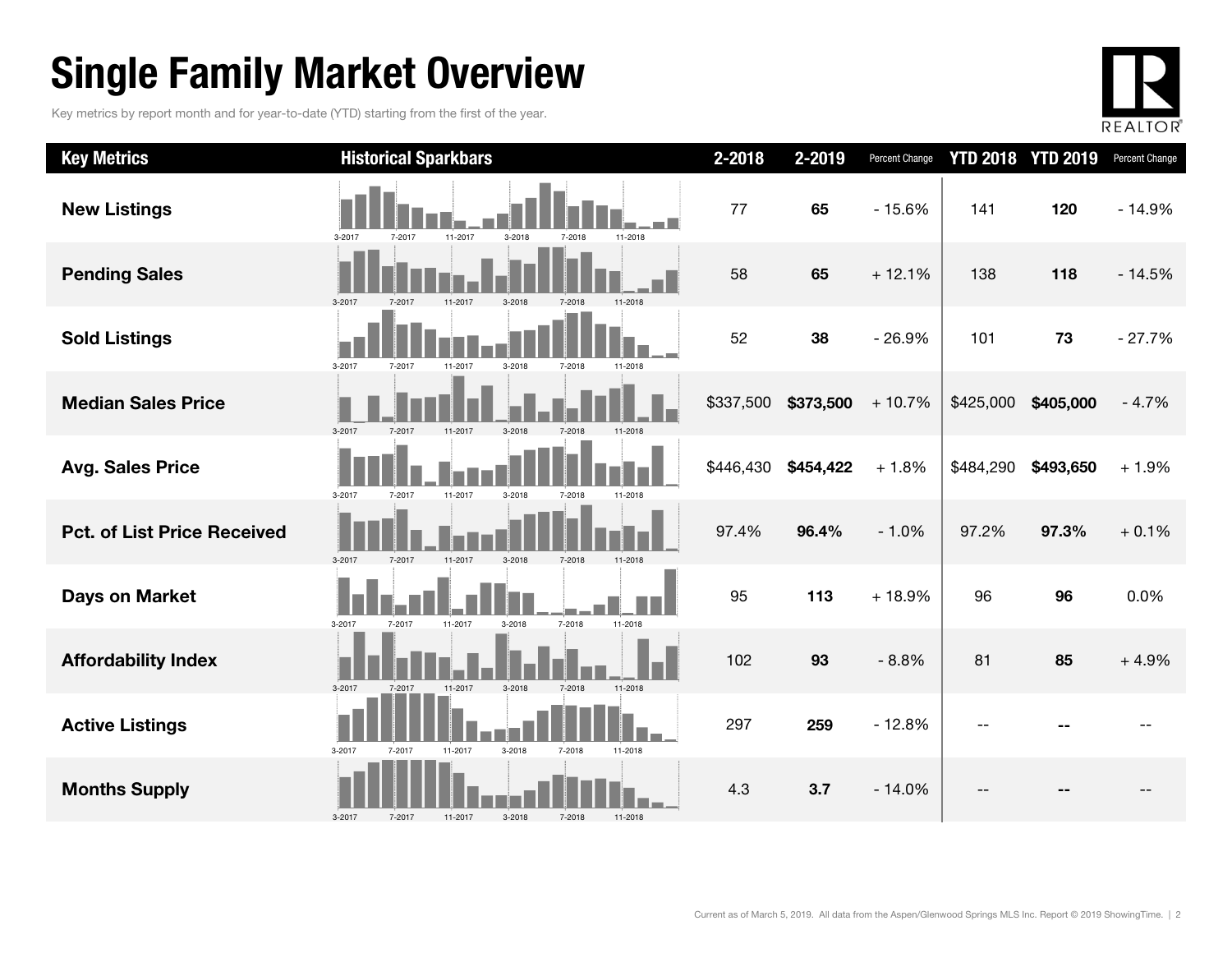# Single Family Market Overview

Key metrics by report month and for year-to-date (YTD) starting from the first of the year.

| Key Metrics | Historical Sparkbars | 2-2018 | 2-2019 | Percent Change | YTD 2018 | YTD 2019 | Percent Change |
| --- | --- | --- | --- | --- | --- | --- | --- |
| **New Listings** | 3-2017 7-2017 11-2017 3-2018 7-2018 11-2018 | 77 | **65** | - 15.6% | 141 | **120** | - 14.9% |
| **Pending Sales** | 3-2017 7-2017 11-2017 3-2018 7-2018 11-2018 | 58 | **65** | + 12.1% | 138 | **118** | - 14.5% |
| **Sold Listings** | 3-2017 7-2017 11-2017 3-2018 7-2018 11-2018 | 52 | **38** | - 26.9% | 101 | **73** | - 27.7% |
| **Median Sales Price** | 3-2017 7-2017 11-2017 3-2018 7-2018 11-2018 | $337,500 | **$373,500** | + 10.7% | $425,000 | **$405,000** | - 4.7% |
| **Avg. Sales Price** | 3-2017 7-2017 11-2017 3-2018 7-2018 11-2018 | $446,430 | **$454,422** | + 1.8% | $484,290 | **$493,650** | + 1.9% |
| **Pct. of List Price Received** | 3-2017 7-2017 11-2017 3-2018 7-2018 11-2018 | 97.4% | **96.4%** | - 1.0% | 97.2% | **97.3%** | + 0.1% |
| **Days on Market** | 3-2017 7-2017 11-2017 3-2018 7-2018 11-2018 | 95 | **113** | + 18.9% | 96 | **96** | 0.0% |
| **Affordability Index** | 3-2017 7-2017 11-2017 3-2018 7-2018 11-2018 | 102 | **93** | - 8.8% | 81 | **85** | + 4.9% |
| **Active Listings** | 3-2017 7-2017 11-2017 3-2018 7-2018 11-2018 | 297 | **259** | - 12.8% | -- | **--** | -- |
| **Months Supply** | 3-2017 7-2017 11-2017 3-2018 7-2018 11-2018 | 4.3 | **3.7** | - 14.0% | -- | **--** | -- |

Current as of March 5, 2019. All data from the Aspen/Glenwood Springs MLS Inc. Report © 2019 ShowingTime.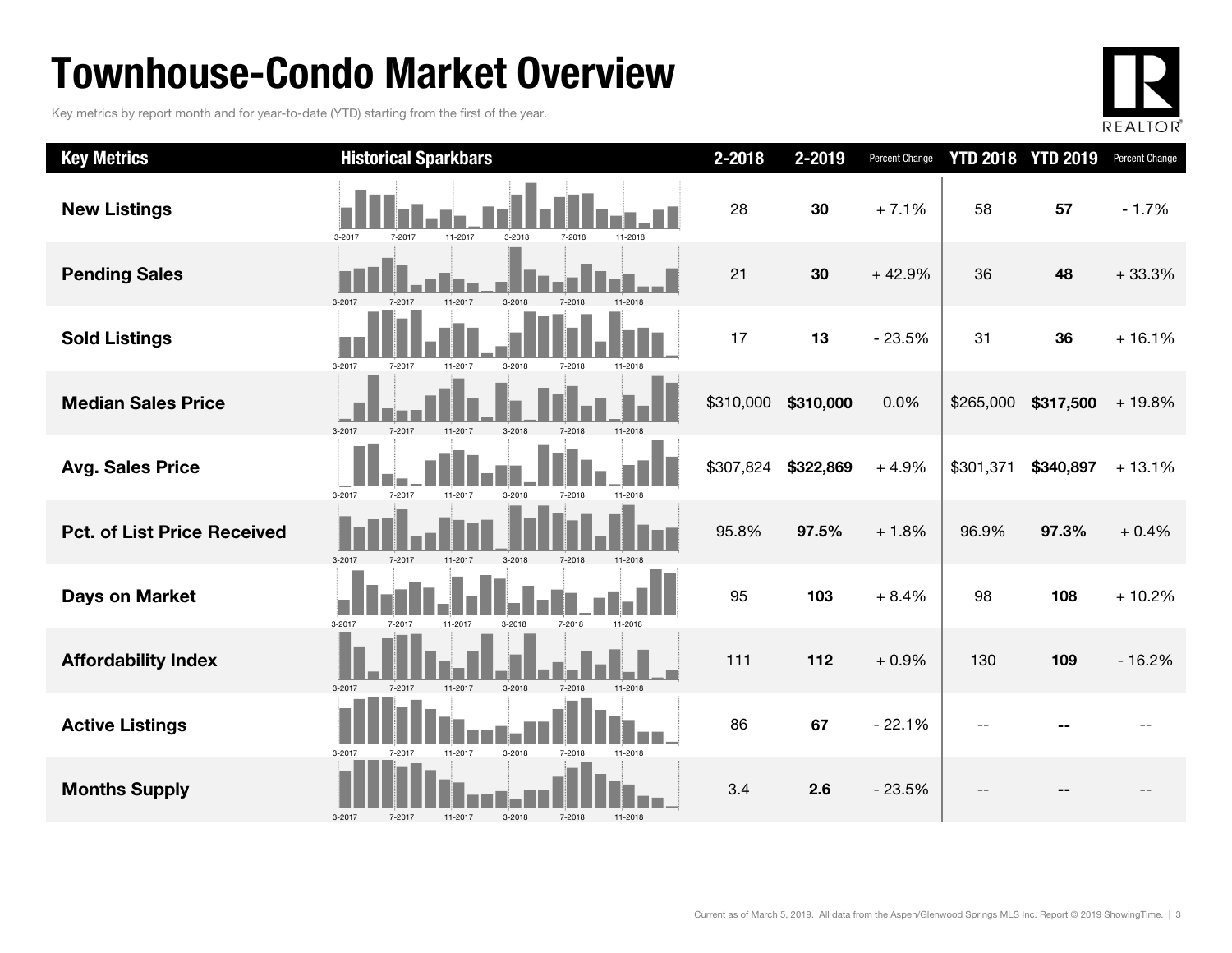# Townhouse-Condo Market Overview

Key metrics by report month and for year-to-date (YTD) starting from the first of the year.

| Key Metrics | Historical Sparkbars | 2-2018 | 2-2019 | Percent Change | YTD 2018 | YTD 2019 | Percent Change |
|---|---|---|---|---|---|---|---|
| **New Listings** | 3-2017 7-2017 11-2017 3-2018 7-2018 11-2018 | 28 | **30** | + 7.1% | 58 | **57** | - 1.7% |
| **Pending Sales** | 3-2017 7-2017 11-2017 3-2018 7-2018 11-2018 | 21 | **30** | + 42.9% | 36 | **48** | + 33.3% |
| **Sold Listings** | 3-2017 7-2017 11-2017 3-2018 7-2018 11-2018 | 17 | **13** | - 23.5% | 31 | **36** | + 16.1% |
| **Median Sales Price** | 3-2017 7-2017 11-2017 3-2018 7-2018 11-2018 | $310,000 | **$310,000** | 0.0% | $265,000 | **$317,500** | + 19.8% |
| **Avg. Sales Price** | 3-2017 7-2017 11-2017 3-2018 7-2018 11-2018 | $307,824 | **$322,869** | + 4.9% | $301,371 | **$340,897** | + 13.1% |
| **Pct. of List Price Received** | 3-2017 7-2017 11-2017 3-2018 7-2018 11-2018 | 95.8% | **97.5%** | + 1.8% | 96.9% | **97.3%** | + 0.4% |
| **Days on Market** | 3-2017 7-2017 11-2017 3-2018 7-2018 11-2018 | 95 | **103** | + 8.4% | 98 | **108** | + 10.2% |
| **Affordability Index** | 3-2017 7-2017 11-2017 3-2018 7-2018 11-2018 | 111 | **112** | + 0.9% | 130 | **109** | - 16.2% |
| **Active Listings** | 3-2017 7-2017 11-2017 3-2018 7-2018 11-2018 | 86 | **67** | - 22.1% | -- | **--** | -- |
| **Months Supply** | 3-2017 7-2017 11-2017 3-2018 7-2018 11-2018 | 3.4 | **2.6** | - 23.5% | -- | **--** | -- |

Current as of March 5, 2019. All data from the Aspen/Glenwood Springs MLS Inc. Report © 2019 ShowingTime.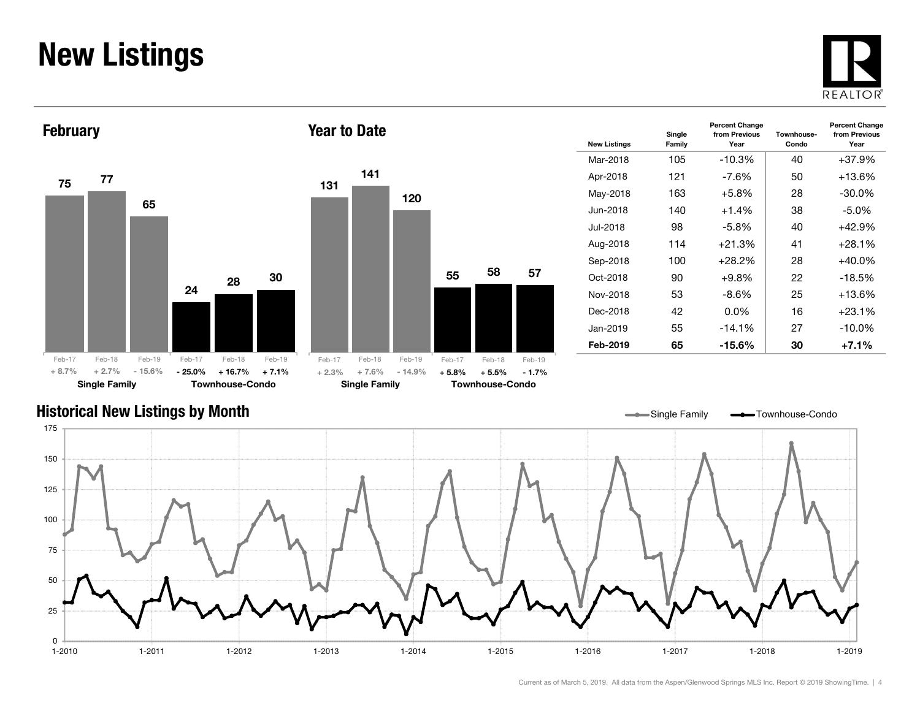# New Listings

## February

| | Feb-17 | Feb-18 | Feb-19 |
|---|---|---|---|
| Single Family | 75 | 77 | 65 |
| | + 8.7% | + 2.7% | - 15.6% |
| Townhouse-Condo | 24 | 28 | 30 |
| | - 25.0% | + 16.7% | + 7.1% |

## Year to Date

| | Feb-17 | Feb-18 | Feb-19 |
|---|---|---|---|
| Single Family | 131 | 141 | 120 |
| | + 2.3% | + 7.6% | - 14.9% |
| Townhouse-Condo | 55 | 58 | 57 |
| | + 5.8% | + 5.5% | - 1.7% |

| New Listings | Single Family | Percent Change from Previous Year | Townhouse-Condo | Percent Change from Previous Year |
|---|---|---|---|---|
| Mar-2018 | 105 | -10.3% | 40 | +37.9% |
| Apr-2018 | 121 | -7.6% | 50 | +13.6% |
| May-2018 | 163 | +5.8% | 28 | -30.0% |
| Jun-2018 | 140 | +1.4% | 38 | -5.0% |
| Jul-2018 | 98 | -5.8% | 40 | +42.9% |
| Aug-2018 | 114 | +21.3% | 41 | +28.1% |
| Sep-2018 | 100 | +28.2% | 28 | +40.0% |
| Oct-2018 | 90 | +9.8% | 22 | -18.5% |
| Nov-2018 | 53 | -8.6% | 25 | +13.6% |
| Dec-2018 | 42 | 0.0% | 16 | +23.1% |
| Jan-2019 | 55 | -14.1% | 27 | -10.0% |
| **Feb-2019** | **65** | **-15.6%** | **30** | **+7.1%** |

## Historical New Listings by Month

Single Family — Townhouse-Condo

Current as of March 5, 2019. All data from the Aspen/Glenwood Springs MLS Inc. Report © 2019 ShowingTime.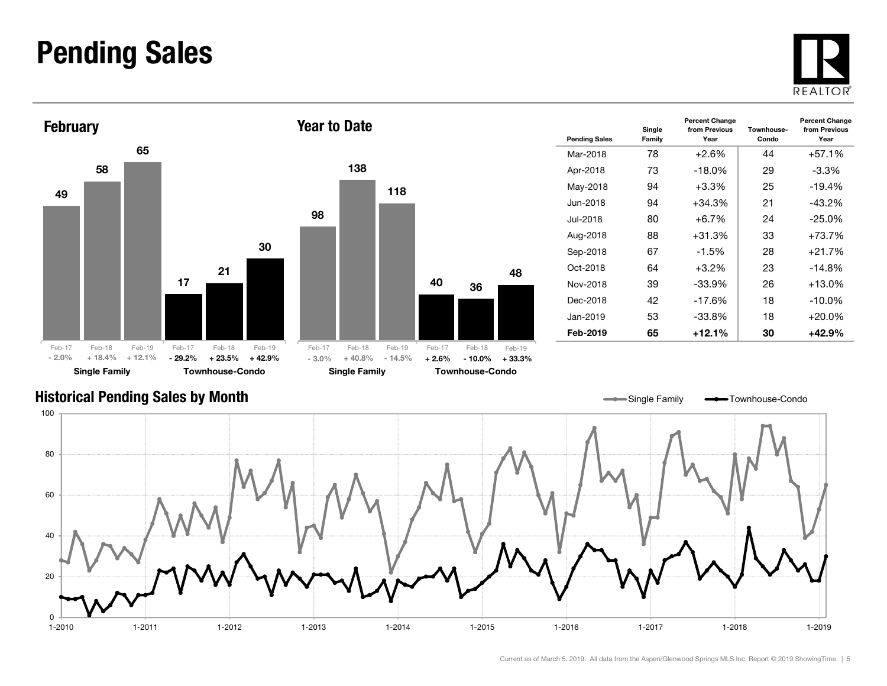# Pending Sales

## February

| | Feb-17 | Feb-18 | Feb-19 |
|---|---|---|---|
| Single Family | 49 | 58 | 65 |
| Percent Change | - 2.0% | + 18.4% | + 12.1% |
| Townhouse-Condo | 17 | 21 | 30 |
| Percent Change | - 29.2% | + 23.5% | + 42.9% |

## Year to Date

| | Feb-17 | Feb-18 | Feb-19 |
|---|---|---|---|
| Single Family | 98 | 138 | 118 |
| Percent Change | - 3.0% | + 40.8% | - 14.5% |
| Townhouse-Condo | 40 | 36 | 48 |
| Percent Change | + 2.6% | - 10.0% | + 33.3% |

| Pending Sales | Single Family | Percent Change from Previous Year | Townhouse-Condo | Percent Change from Previous Year |
|---|---|---|---|---|
| Mar-2018 | 78 | +2.6% | 44 | +57.1% |
| Apr-2018 | 73 | -18.0% | 29 | -3.3% |
| May-2018 | 94 | +3.3% | 25 | -19.4% |
| Jun-2018 | 94 | +34.3% | 21 | -43.2% |
| Jul-2018 | 80 | +6.7% | 24 | -25.0% |
| Aug-2018 | 88 | +31.3% | 33 | +73.7% |
| Sep-2018 | 67 | -1.5% | 28 | +21.7% |
| Oct-2018 | 64 | +3.2% | 23 | -14.8% |
| Nov-2018 | 39 | -33.9% | 26 | +13.0% |
| Dec-2018 | 42 | -17.6% | 18 | -10.0% |
| Jan-2019 | 53 | -33.8% | 18 | +20.0% |
| **Feb-2019** | **65** | **+12.1%** | **30** | **+42.9%** |

## Historical Pending Sales by Month

Single Family — Townhouse-Condo

Current as of March 5, 2019. All data from the Aspen/Glenwood Springs MLS Inc. Report © 2019 ShowingTime.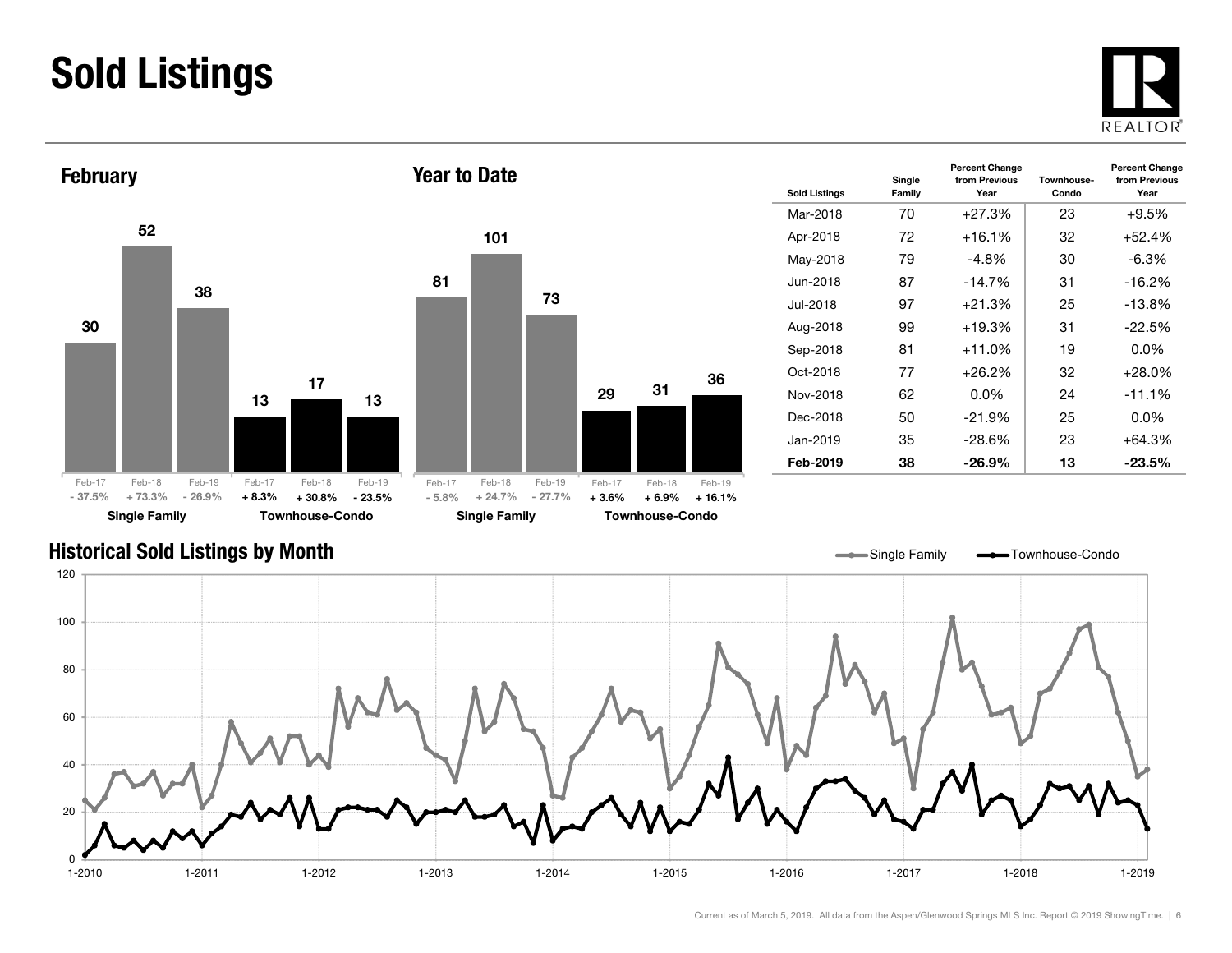# Sold Listings

## February

| | Feb-17 | Feb-18 | Feb-19 |
|---|---|---|---|
| Single Family | 30 | 52 | 38 |
| | - 37.5% | + 73.3% | - 26.9% |
| Townhouse-Condo | 13 | 17 | 13 |
| | + 8.3% | + 30.8% | - 23.5% |

## Year to Date

| | Feb-17 | Feb-18 | Feb-19 |
|---|---|---|---|
| Single Family | 81 | 101 | 73 |
| | - 5.8% | + 24.7% | - 27.7% |
| Townhouse-Condo | 29 | 31 | 36 |
| | + 3.6% | + 6.9% | + 16.1% |

| Sold Listings | Single Family | Percent Change from Previous Year | Townhouse-Condo | Percent Change from Previous Year |
|---|---|---|---|---|
| Mar-2018 | 70 | +27.3% | 23 | +9.5% |
| Apr-2018 | 72 | +16.1% | 32 | +52.4% |
| May-2018 | 79 | -4.8% | 30 | -6.3% |
| Jun-2018 | 87 | -14.7% | 31 | -16.2% |
| Jul-2018 | 97 | +21.3% | 25 | -13.8% |
| Aug-2018 | 99 | +19.3% | 31 | -22.5% |
| Sep-2018 | 81 | +11.0% | 19 | 0.0% |
| Oct-2018 | 77 | +26.2% | 32 | +28.0% |
| Nov-2018 | 62 | 0.0% | 24 | -11.1% |
| Dec-2018 | 50 | -21.9% | 25 | 0.0% |
| Jan-2019 | 35 | -28.6% | 23 | +64.3% |
| **Feb-2019** | **38** | **-26.9%** | **13** | **-23.5%** |

## Historical Sold Listings by Month

Single Family — Townhouse-Condo

Current as of March 5, 2019. All data from the Aspen/Glenwood Springs MLS Inc. Report © 2019 ShowingTime.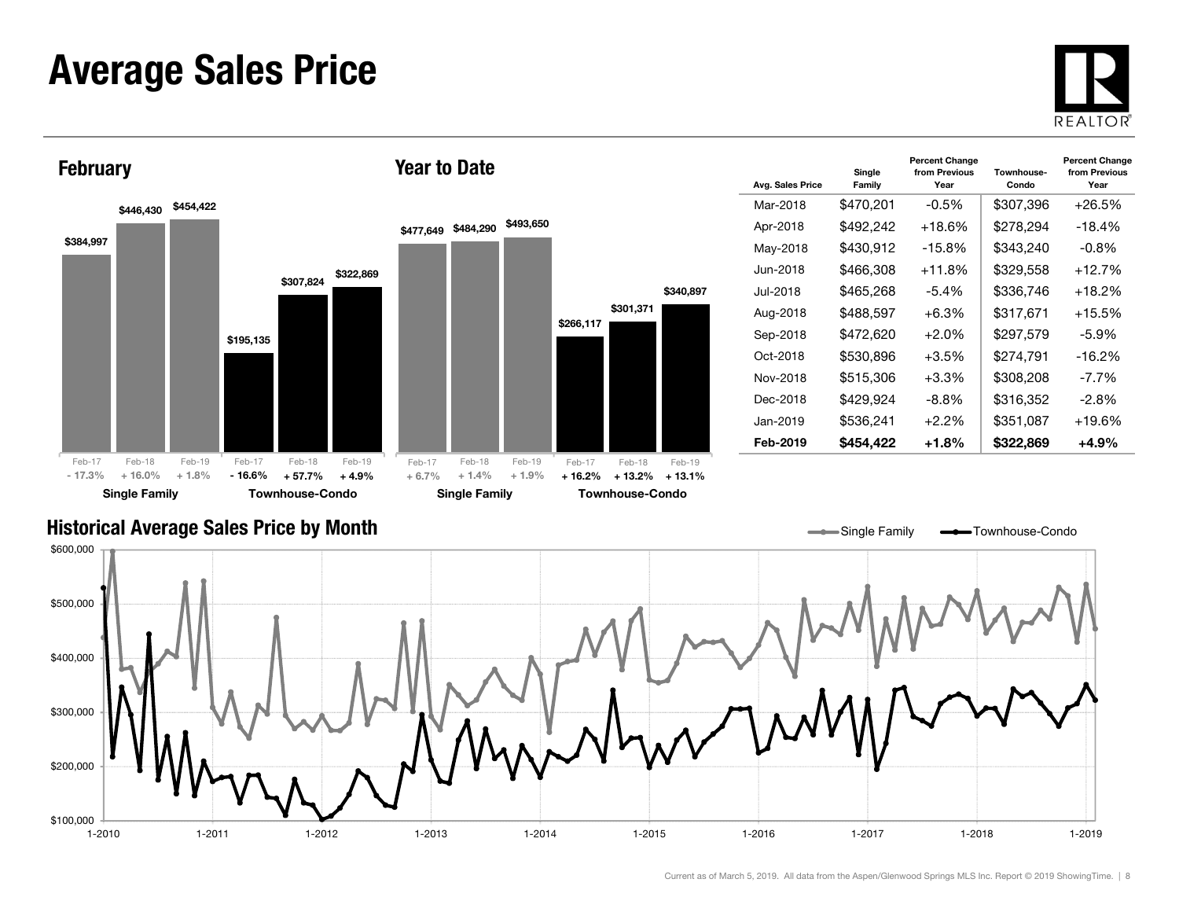# Average Sales Price

## February

| | Feb-17 | Feb-18 | Feb-19 |
|---|---|---|---|
| Single Family | $384,997 | $446,430 | $454,422 |
| | - 17.3% | + 16.0% | + 1.8% |
| Townhouse-Condo | $195,135 | $307,824 | $322,869 |
| | - 16.6% | + 57.7% | + 4.9% |

## Year to Date

| | Feb-17 | Feb-18 | Feb-19 |
|---|---|---|---|
| Single Family | $477,649 | $484,290 | $493,650 |
| | + 6.7% | + 1.4% | + 1.9% |
| Townhouse-Condo | $266,117 | $301,371 | $340,897 |
| | + 16.2% | + 13.2% | + 13.1% |

| Avg. Sales Price | Single Family | Percent Change from Previous Year | Townhouse-Condo | Percent Change from Previous Year |
|---|---|---|---|---|
| Mar-2018 | $470,201 | -0.5% | $307,396 | +26.5% |
| Apr-2018 | $492,242 | +18.6% | $278,294 | -18.4% |
| May-2018 | $430,912 | -15.8% | $343,240 | -0.8% |
| Jun-2018 | $466,308 | +11.8% | $329,558 | +12.7% |
| Jul-2018 | $465,268 | -5.4% | $336,746 | +18.2% |
| Aug-2018 | $488,597 | +6.3% | $317,671 | +15.5% |
| Sep-2018 | $472,620 | +2.0% | $297,579 | -5.9% |
| Oct-2018 | $530,896 | +3.5% | $274,791 | -16.2% |
| Nov-2018 | $515,306 | +3.3% | $308,208 | -7.7% |
| Dec-2018 | $429,924 | -8.8% | $316,352 | -2.8% |
| Jan-2019 | $536,241 | +2.2% | $351,087 | +19.6% |
| **Feb-2019** | **$454,422** | **+1.8%** | **$322,869** | **+4.9%** |

## Historical Average Sales Price by Month

Single Family / Townhouse-Condo

Current as of March 5, 2019. All data from the Aspen/Glenwood Springs MLS Inc. Report © 2019 ShowingTime.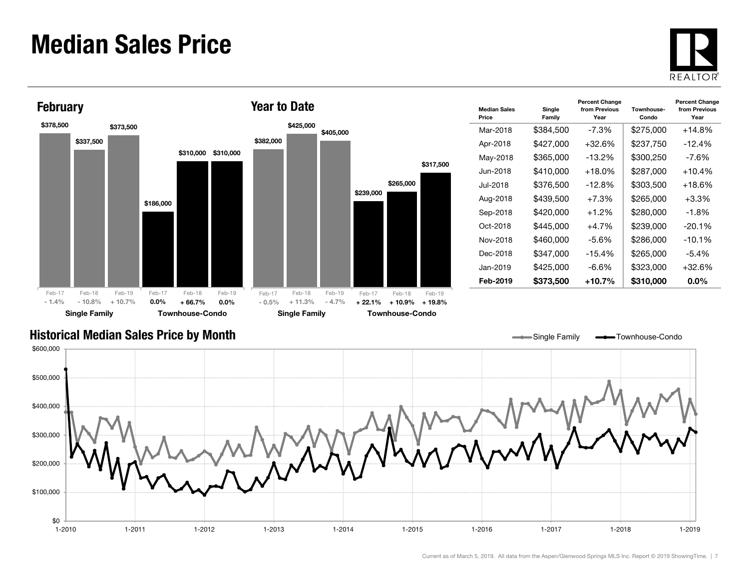# Median Sales Price

## February

| | Feb-17 | Feb-18 | Feb-19 |
|---|---|---|---|
| Single Family | $378,500 | $337,500 | $373,500 |
| Percent Change | - 1.4% | - 10.8% | + 10.7% |
| Townhouse-Condo | $186,000 | $310,000 | $310,000 |
| Percent Change | 0.0% | + 66.7% | 0.0% |

## Year to Date

| | Feb-17 | Feb-18 | Feb-19 |
|---|---|---|---|
| Single Family | $382,000 | $425,000 | $405,000 |
| Percent Change | - 0.5% | + 11.3% | - 4.7% |
| Townhouse-Condo | $239,000 | $265,000 | $317,500 |
| Percent Change | + 22.1% | + 10.9% | + 19.8% |

| Median Sales Price | Single Family | Percent Change from Previous Year | Townhouse-Condo | Percent Change from Previous Year |
|---|---|---|---|---|
| Mar-2018 | $384,500 | -7.3% | $275,000 | +14.8% |
| Apr-2018 | $427,000 | +32.6% | $237,750 | -12.4% |
| May-2018 | $365,000 | -13.2% | $300,250 | -7.6% |
| Jun-2018 | $410,000 | +18.0% | $287,000 | +10.4% |
| Jul-2018 | $376,500 | -12.8% | $303,500 | +18.6% |
| Aug-2018 | $439,500 | +7.3% | $265,000 | +3.3% |
| Sep-2018 | $420,000 | +1.2% | $280,000 | -1.8% |
| Oct-2018 | $445,000 | +4.7% | $239,000 | -20.1% |
| Nov-2018 | $460,000 | -5.6% | $286,000 | -10.1% |
| Dec-2018 | $347,000 | -15.4% | $265,000 | -5.4% |
| Jan-2019 | $425,000 | -6.6% | $323,000 | +32.6% |
| **Feb-2019** | **$373,500** | **+10.7%** | **$310,000** | **0.0%** |

## Historical Median Sales Price by Month

Current as of March 5, 2019. All data from the Aspen/Glenwood Springs MLS Inc. Report © 2019 ShowingTime.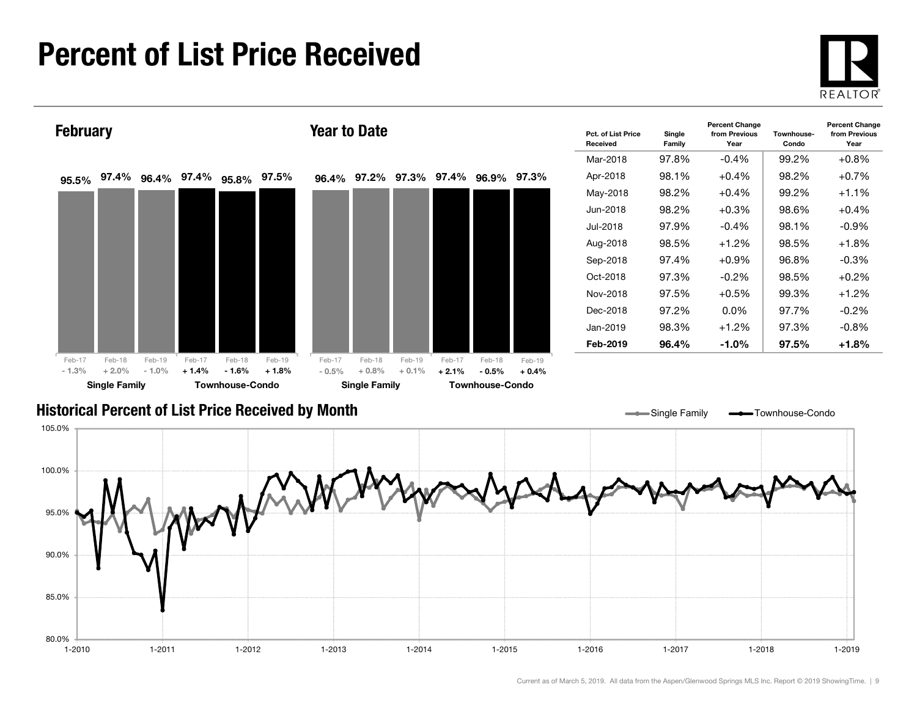# Percent of List Price Received

## February

| | Feb-17 | Feb-18 | Feb-19 |
|---|---|---|---|
| Single Family | 95.5% (- 1.3%) | 97.4% (+ 2.0%) | 96.4% (- 1.0%) |
| Townhouse-Condo | 97.4% (+ 1.4%) | 95.8% (- 1.6%) | 97.5% (+ 1.8%) |

## Year to Date

| | Feb-17 | Feb-18 | Feb-19 |
|---|---|---|---|
| Single Family | 96.4% (- 0.5%) | 97.2% (+ 0.8%) | 97.3% (+ 0.1%) |
| Townhouse-Condo | 97.4% (+ 2.1%) | 96.9% (- 0.5%) | 97.3% (+ 0.4%) |

| Pct. of List Price Received | Single Family | Percent Change from Previous Year | Townhouse-Condo | Percent Change from Previous Year |
|---|---|---|---|---|
| Mar-2018 | 97.8% | -0.4% | 99.2% | +0.8% |
| Apr-2018 | 98.1% | +0.4% | 98.2% | +0.7% |
| May-2018 | 98.2% | +0.4% | 99.2% | +1.1% |
| Jun-2018 | 98.2% | +0.3% | 98.6% | +0.4% |
| Jul-2018 | 97.9% | -0.4% | 98.1% | -0.9% |
| Aug-2018 | 98.5% | +1.2% | 98.5% | +1.8% |
| Sep-2018 | 97.4% | +0.9% | 96.8% | -0.3% |
| Oct-2018 | 97.3% | -0.2% | 98.5% | +0.2% |
| Nov-2018 | 97.5% | +0.5% | 99.3% | +1.2% |
| Dec-2018 | 97.2% | 0.0% | 97.7% | -0.2% |
| Jan-2019 | 98.3% | +1.2% | 97.3% | -0.8% |
| **Feb-2019** | **96.4%** | **-1.0%** | **97.5%** | **+1.8%** |

## Historical Percent of List Price Received by Month

Single Family — Townhouse-Condo

Current as of March 5, 2019. All data from the Aspen/Glenwood Springs MLS Inc. Report © 2019 ShowingTime.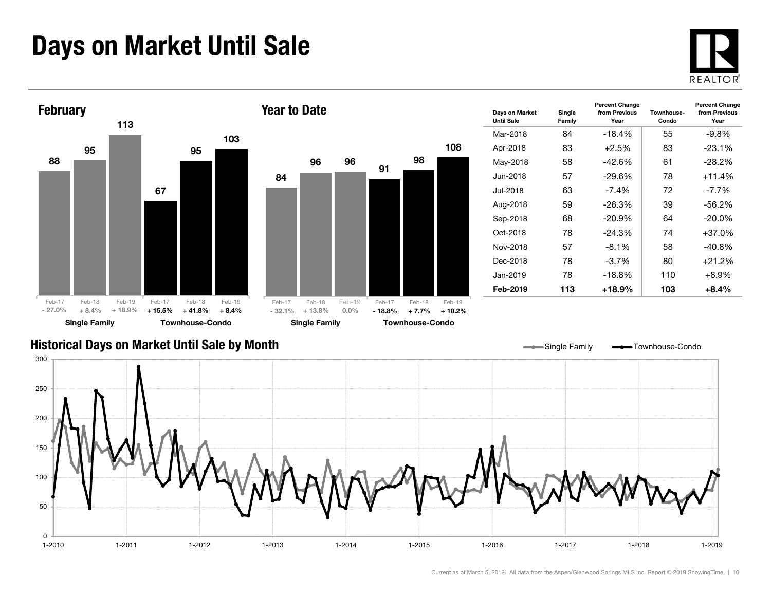# Days on Market Until Sale

## February

| | Feb-17 | Feb-18 | Feb-19 |
|---|---|---|---|
| Single Family | 88 | 95 | 113 |
| Percent Change | - 27.0% | + 8.4% | + 18.9% |
| Townhouse-Condo | 67 | 95 | 103 |
| Percent Change | + 15.5% | + 41.8% | + 8.4% |

## Year to Date

| | Feb-17 | Feb-18 | Feb-19 |
|---|---|---|---|
| Single Family | 84 | 96 | 96 |
| Percent Change | - 32.1% | + 13.8% | 0.0% |
| Townhouse-Condo | 91 | 98 | 108 |
| Percent Change | - 18.8% | + 7.7% | + 10.2% |

| Days on Market Until Sale | Single Family | Percent Change from Previous Year | Townhouse-Condo | Percent Change from Previous Year |
|---|---|---|---|---|
| Mar-2018 | 84 | -18.4% | 55 | -9.8% |
| Apr-2018 | 83 | +2.5% | 83 | -23.1% |
| May-2018 | 58 | -42.6% | 61 | -28.2% |
| Jun-2018 | 57 | -29.6% | 78 | +11.4% |
| Jul-2018 | 63 | -7.4% | 72 | -7.7% |
| Aug-2018 | 59 | -26.3% | 39 | -56.2% |
| Sep-2018 | 68 | -20.9% | 64 | -20.0% |
| Oct-2018 | 78 | -24.3% | 74 | +37.0% |
| Nov-2018 | 57 | -8.1% | 58 | -40.8% |
| Dec-2018 | 78 | -3.7% | 80 | +21.2% |
| Jan-2019 | 78 | -18.8% | 110 | +8.9% |
| **Feb-2019** | **113** | **+18.9%** | **103** | **+8.4%** |

## Historical Days on Market Until Sale by Month

Single Family — Townhouse-Condo

Current as of March 5, 2019. All data from the Aspen/Glenwood Springs MLS Inc. Report © 2019 ShowingTime.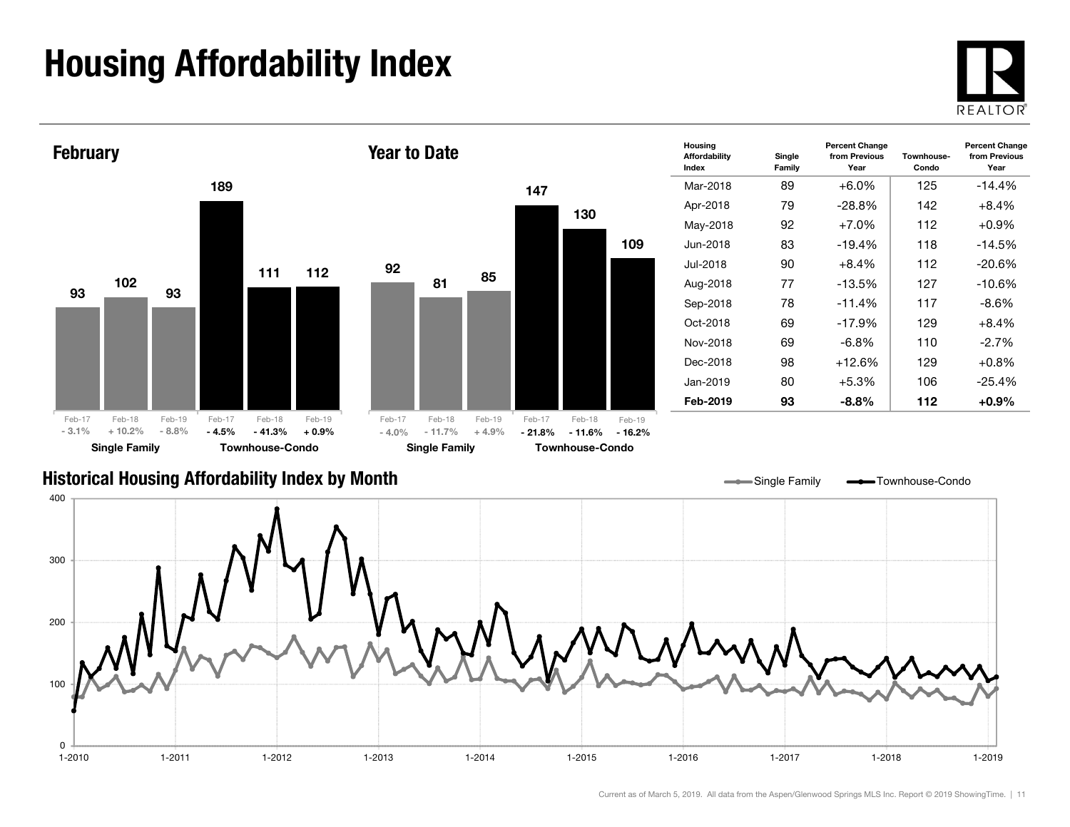# Housing Affordability Index

## February

| | Feb-17 | Feb-18 | Feb-19 |
|---|---|---|---|
| Single Family | 93 | 102 | 93 |
| Percent Change | - 3.1% | + 10.2% | - 8.8% |
| Townhouse-Condo | 189 | 111 | 112 |
| Percent Change | - 4.5% | - 41.3% | + 0.9% |

## Year to Date

| | Feb-17 | Feb-18 | Feb-19 |
|---|---|---|---|
| Single Family | 92 | 81 | 85 |
| Percent Change | - 4.0% | - 11.7% | + 4.9% |
| Townhouse-Condo | 147 | 130 | 109 |
| Percent Change | - 21.8% | - 11.6% | - 16.2% |

| Housing Affordability Index | Single Family | Percent Change from Previous Year | Townhouse-Condo | Percent Change from Previous Year |
|---|---|---|---|---|
| Mar-2018 | 89 | +6.0% | 125 | -14.4% |
| Apr-2018 | 79 | -28.8% | 142 | +8.4% |
| May-2018 | 92 | +7.0% | 112 | +0.9% |
| Jun-2018 | 83 | -19.4% | 118 | -14.5% |
| Jul-2018 | 90 | +8.4% | 112 | -20.6% |
| Aug-2018 | 77 | -13.5% | 127 | -10.6% |
| Sep-2018 | 78 | -11.4% | 117 | -8.6% |
| Oct-2018 | 69 | -17.9% | 129 | +8.4% |
| Nov-2018 | 69 | -6.8% | 110 | -2.7% |
| Dec-2018 | 98 | +12.6% | 129 | +0.8% |
| Jan-2019 | 80 | +5.3% | 106 | -25.4% |
| **Feb-2019** | **93** | **-8.8%** | **112** | **+0.9%** |

## Historical Housing Affordability Index by Month

Single Family / Townhouse-Condo

Current as of March 5, 2019. All data from the Aspen/Glenwood Springs MLS Inc. Report © 2019 ShowingTime.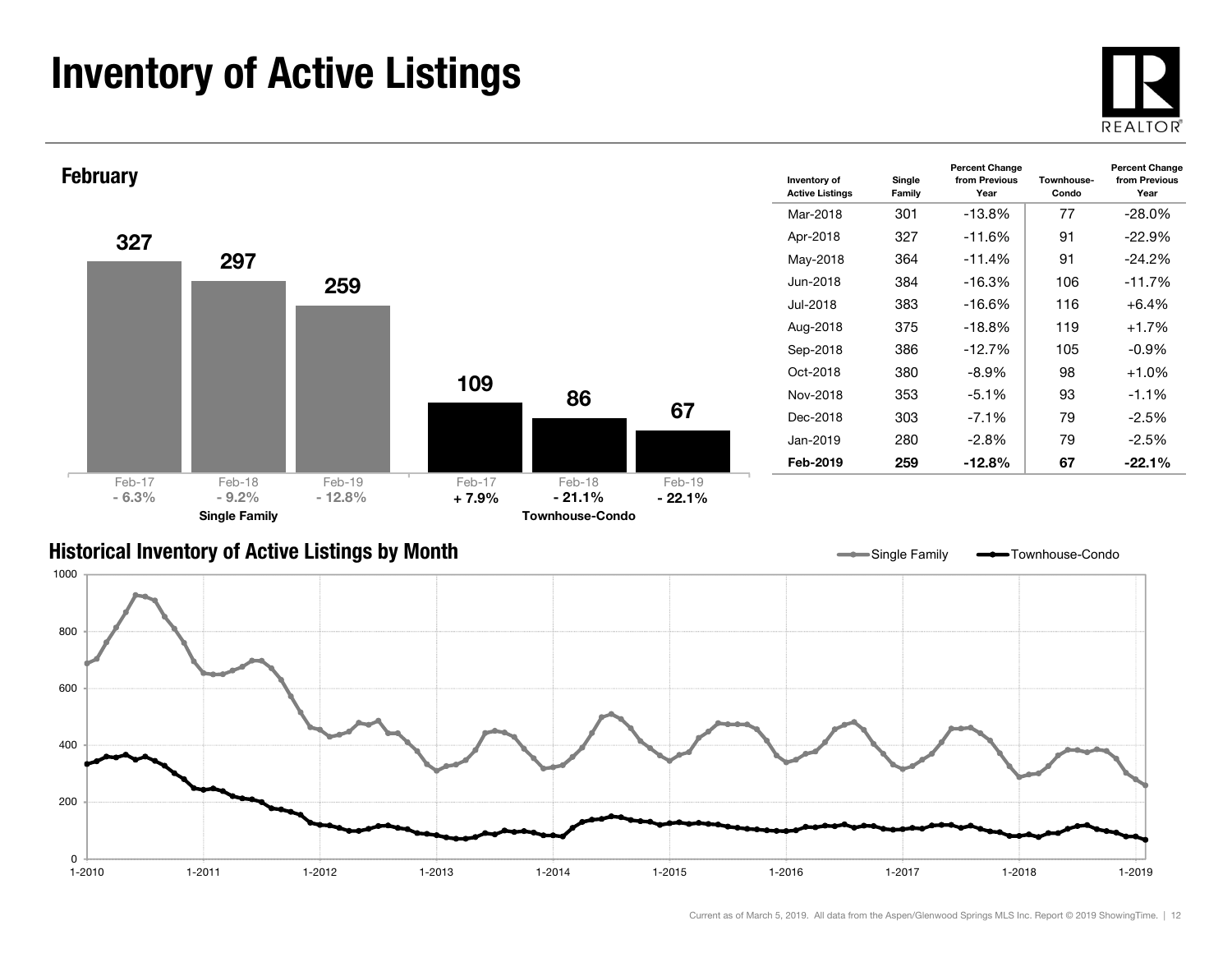# Inventory of Active Listings

## February

| | Feb-17 | Feb-18 | Feb-19 |
|---|---|---|---|
| Single Family | 327 | 297 | 259 |
| Percent Change | - 6.3% | - 9.2% | - 12.8% |
| Townhouse-Condo | 109 | 86 | 67 |
| Percent Change | + 7.9% | - 21.1% | - 22.1% |

| Inventory of Active Listings | Single Family | Percent Change from Previous Year | Townhouse-Condo | Percent Change from Previous Year |
|---|---|---|---|---|
| Mar-2018 | 301 | -13.8% | 77 | -28.0% |
| Apr-2018 | 327 | -11.6% | 91 | -22.9% |
| May-2018 | 364 | -11.4% | 91 | -24.2% |
| Jun-2018 | 384 | -16.3% | 106 | -11.7% |
| Jul-2018 | 383 | -16.6% | 116 | +6.4% |
| Aug-2018 | 375 | -18.8% | 119 | +1.7% |
| Sep-2018 | 386 | -12.7% | 105 | -0.9% |
| Oct-2018 | 380 | -8.9% | 98 | +1.0% |
| Nov-2018 | 353 | -5.1% | 93 | -1.1% |
| Dec-2018 | 303 | -7.1% | 79 | -2.5% |
| Jan-2019 | 280 | -2.8% | 79 | -2.5% |
| **Feb-2019** | **259** | **-12.8%** | **67** | **-22.1%** |

## Historical Inventory of Active Listings by Month

Single Family — Townhouse-Condo

Current as of March 5, 2019. All data from the Aspen/Glenwood Springs MLS Inc. Report © 2019 ShowingTime.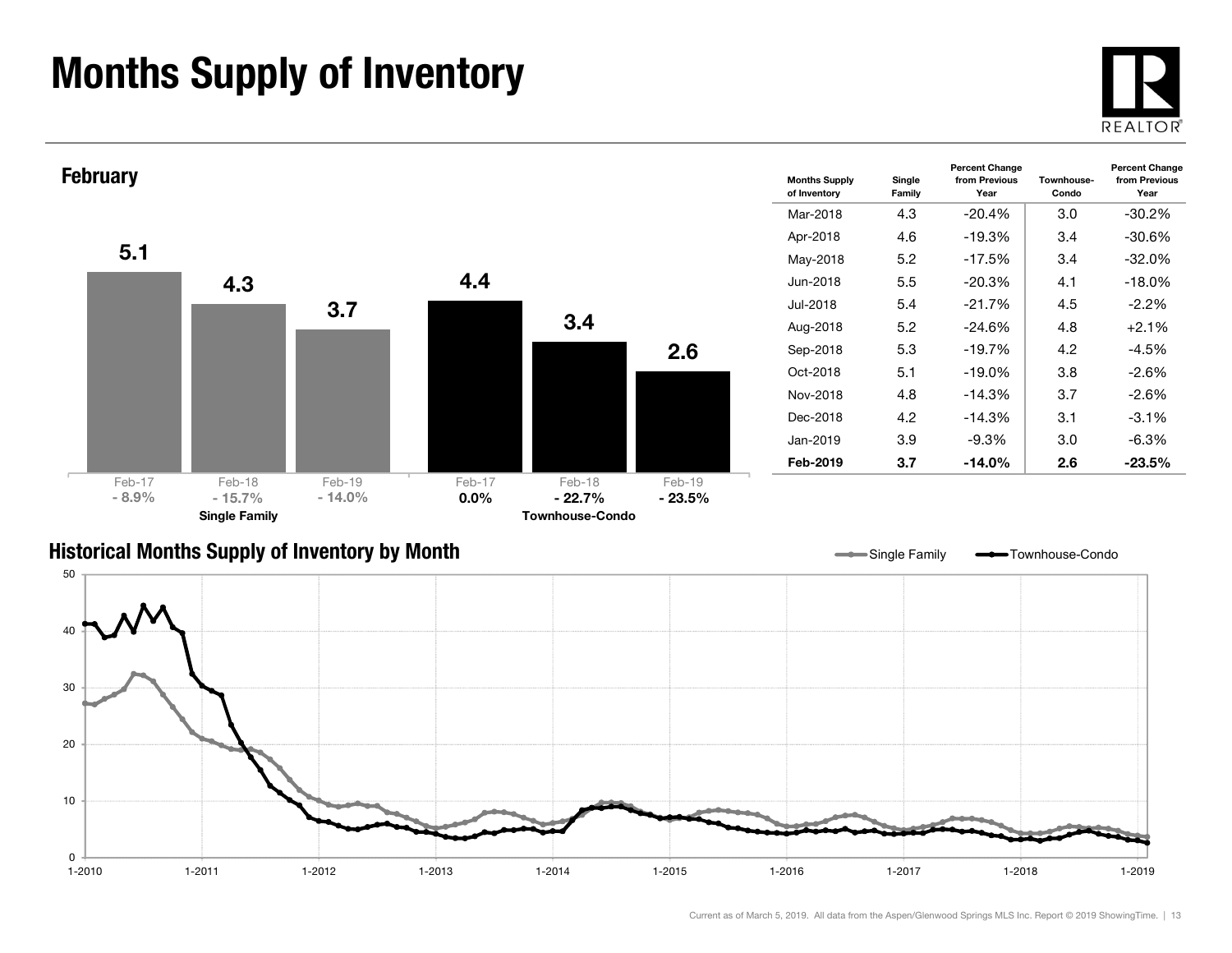# Months Supply of Inventory

## February

| | Feb-17 | Feb-18 | Feb-19 |
|---|---|---|---|
| Single Family | 5.1 | 4.3 | 3.7 |
| Percent Change | - 8.9% | - 15.7% | - 14.0% |
| Townhouse-Condo | 4.4 | 3.4 | 2.6 |
| Percent Change | 0.0% | - 22.7% | - 23.5% |

| Months Supply of Inventory | Single Family | Percent Change from Previous Year | Townhouse-Condo | Percent Change from Previous Year |
|---|---|---|---|---|
| Mar-2018 | 4.3 | -20.4% | 3.0 | -30.2% |
| Apr-2018 | 4.6 | -19.3% | 3.4 | -30.6% |
| May-2018 | 5.2 | -17.5% | 3.4 | -32.0% |
| Jun-2018 | 5.5 | -20.3% | 4.1 | -18.0% |
| Jul-2018 | 5.4 | -21.7% | 4.5 | -2.2% |
| Aug-2018 | 5.2 | -24.6% | 4.8 | +2.1% |
| Sep-2018 | 5.3 | -19.7% | 4.2 | -4.5% |
| Oct-2018 | 5.1 | -19.0% | 3.8 | -2.6% |
| Nov-2018 | 4.8 | -14.3% | 3.7 | -2.6% |
| Dec-2018 | 4.2 | -14.3% | 3.1 | -3.1% |
| Jan-2019 | 3.9 | -9.3% | 3.0 | -6.3% |
| **Feb-2019** | **3.7** | **-14.0%** | **2.6** | **-23.5%** |

## Historical Months Supply of Inventory by Month

Current as of March 5, 2019. All data from the Aspen/Glenwood Springs MLS Inc. Report © 2019 ShowingTime.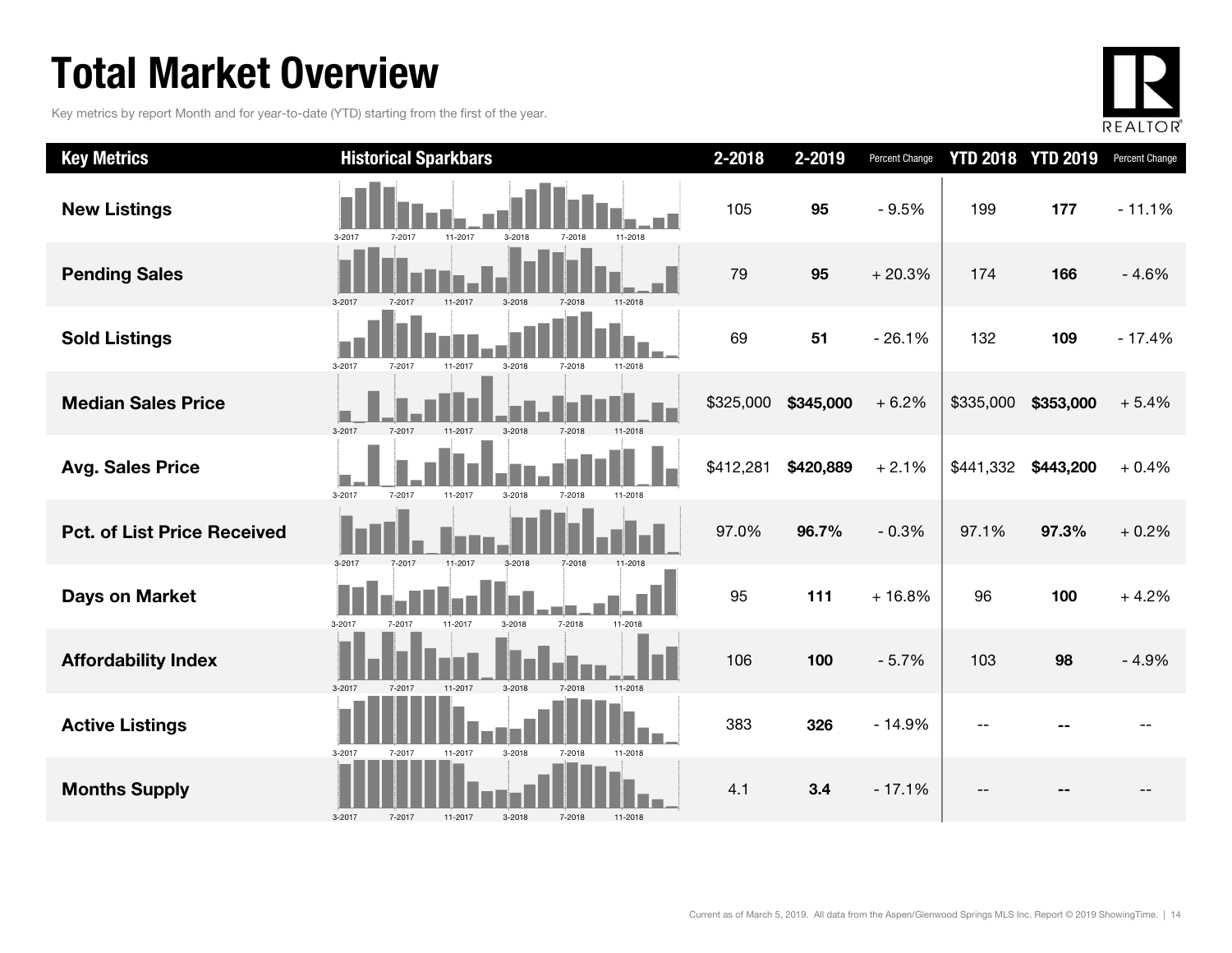# Total Market Overview

Key metrics by report Month and for year-to-date (YTD) starting from the first of the year.

| Key Metrics | Historical Sparkbars | 2-2018 | 2-2019 | Percent Change | YTD 2018 | YTD 2019 | Percent Change |
|---|---|---|---|---|---|---|---|
| New Listings | 3-2017 7-2017 11-2017 3-2018 7-2018 11-2018 | 105 | **95** | - 9.5% | 199 | **177** | - 11.1% |
| Pending Sales | 3-2017 7-2017 11-2017 3-2018 7-2018 11-2018 | 79 | **95** | + 20.3% | 174 | **166** | - 4.6% |
| Sold Listings | 3-2017 7-2017 11-2017 3-2018 7-2018 11-2018 | 69 | **51** | - 26.1% | 132 | **109** | - 17.4% |
| Median Sales Price | 3-2017 7-2017 11-2017 3-2018 7-2018 11-2018 | $325,000 | **$345,000** | + 6.2% | $335,000 | **$353,000** | + 5.4% |
| Avg. Sales Price | 3-2017 7-2017 11-2017 3-2018 7-2018 11-2018 | $412,281 | **$420,889** | + 2.1% | $441,332 | **$443,200** | + 0.4% |
| Pct. of List Price Received | 3-2017 7-2017 11-2017 3-2018 7-2018 11-2018 | 97.0% | **96.7%** | - 0.3% | 97.1% | **97.3%** | + 0.2% |
| Days on Market | 3-2017 7-2017 11-2017 3-2018 7-2018 11-2018 | 95 | **111** | + 16.8% | 96 | **100** | + 4.2% |
| Affordability Index | 3-2017 7-2017 11-2017 3-2018 7-2018 11-2018 | 106 | **100** | - 5.7% | 103 | **98** | - 4.9% |
| Active Listings | 3-2017 7-2017 11-2017 3-2018 7-2018 11-2018 | 383 | **326** | - 14.9% | -- | **--** | -- |
| Months Supply | 3-2017 7-2017 11-2017 3-2018 7-2018 11-2018 | 4.1 | **3.4** | - 17.1% | -- | **--** | -- |

Current as of March 5, 2019. All data from the Aspen/Glenwood Springs MLS Inc. Report © 2019 ShowingTime.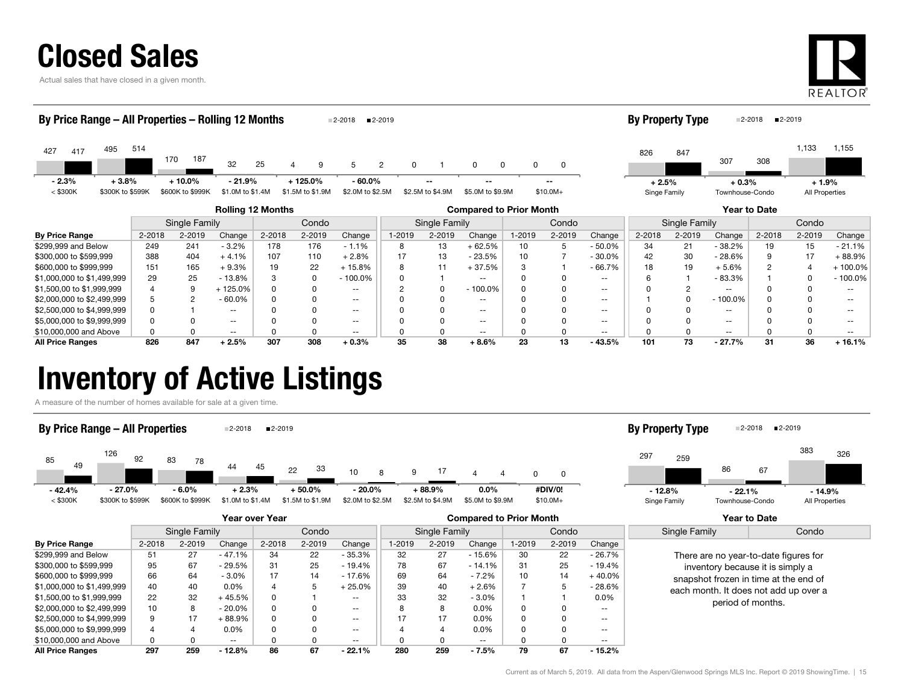# Closed Sales

Actual sales that have closed in a given month.

### By Price Range – All Properties – Rolling 12 Months

| Price Range | 2-2018 | 2-2019 | Change |
|---|---|---|---|
| < $300K | 427 | 417 | - 2.3% |
| $300K to $599K | 495 | 514 | + 3.8% |
| $600K to $999K | 170 | 187 | + 10.0% |
| $1.0M to $1.4M | 32 | 25 | - 21.9% |
| $1.5M to $1.9M | 4 | 9 | + 125.0% |
| $2.0M to $2.5M | 5 | 2 | - 60.0% |
| $2.5M to $4.9M | 0 | 1 | -- |
| $5.0M to $9.9M | 0 | 0 | -- |
| $10.0M+ | 0 | 0 | -- |

### By Property Type

| Property Type | 2-2018 | 2-2019 | Change |
|---|---|---|---|
| Singe Family | 826 | 847 | + 2.5% |
| Townhouse-Condo | 307 | 308 | + 0.3% |
| All Properties | 1,133 | 1,155 | + 1.9% |

| | Rolling 12 Months | | | | | | Compared to Prior Month | | | | | | Year to Date | | | | | |
|---|---|---|---|---|---|---|---|---|---|---|---|---|---|---|---|---|---|---|
| | Single Family | | | Condo | | | Single Family | | | Condo | | | Single Family | | | Condo | | |
| By Price Range | 2-2018 | 2-2019 | Change | 2-2018 | 2-2019 | Change | 1-2019 | 2-2019 | Change | 1-2019 | 2-2019 | Change | 2-2018 | 2-2019 | Change | 2-2018 | 2-2019 | Change |
| $299,999 and Below | 249 | 241 | - 3.2% | 178 | 176 | - 1.1% | 8 | 13 | + 62.5% | 10 | 5 | - 50.0% | 34 | 21 | - 38.2% | 19 | 15 | - 21.1% |
| $300,000 to $599,999 | 388 | 404 | + 4.1% | 107 | 110 | + 2.8% | 17 | 13 | - 23.5% | 10 | 7 | - 30.0% | 42 | 30 | - 28.6% | 9 | 17 | + 88.9% |
| $600,000 to $999,999 | 151 | 165 | + 9.3% | 19 | 22 | + 15.8% | 8 | 11 | + 37.5% | 3 | 1 | - 66.7% | 18 | 19 | + 5.6% | 2 | 4 | + 100.0% |
| $1,000,000 to $1,499,999 | 29 | 25 | - 13.8% | 3 | 0 | - 100.0% | 0 | 1 | -- | 0 | 0 | -- | 6 | 1 | - 83.3% | 1 | 0 | - 100.0% |
| $1,500,00 to $1,999,999 | 4 | 9 | + 125.0% | 0 | 0 | -- | 2 | 0 | - 100.0% | 0 | 0 | -- | 0 | 2 | -- | 0 | 0 | -- |
| $2,000,000 to $2,499,999 | 5 | 2 | - 60.0% | 0 | 0 | -- | 0 | 0 | -- | 0 | 0 | -- | 1 | 0 | - 100.0% | 0 | 0 | -- |
| $2,500,000 to $4,999,999 | 0 | 1 | -- | 0 | 0 | -- | 0 | 0 | -- | 0 | 0 | -- | 0 | 0 | -- | 0 | 0 | -- |
| $5,000,000 to $9,999,999 | 0 | 0 | -- | 0 | 0 | -- | 0 | 0 | -- | 0 | 0 | -- | 0 | 0 | -- | 0 | 0 | -- |
| $10,000,000 and Above | 0 | 0 | -- | 0 | 0 | -- | 0 | 0 | -- | 0 | 0 | -- | 0 | 0 | -- | 0 | 0 | -- |
| **All Price Ranges** | **826** | **847** | **+ 2.5%** | **307** | **308** | **+ 0.3%** | **35** | **38** | **+ 8.6%** | **23** | **13** | **- 43.5%** | **101** | **73** | **- 27.7%** | **31** | **36** | **+ 16.1%** |

# Inventory of Active Listings

A measure of the number of homes available for sale at a given time.

### By Price Range – All Properties

| Price Range | 2-2018 | 2-2019 | Change |
|---|---|---|---|
| < $300K | 85 | 49 | - 42.4% |
| $300K to $599K | 126 | 92 | - 27.0% |
| $600K to $999K | 83 | 78 | - 6.0% |
| $1.0M to $1.4M | 44 | 45 | + 2.3% |
| $1.5M to $1.9M | 22 | 33 | + 50.0% |
| $2.0M to $2.5M | 10 | 8 | - 20.0% |
| $2.5M to $4.9M | 9 | 17 | + 88.9% |
| $5.0M to $9.9M | 4 | 4 | 0.0% |
| $10.0M+ | 0 | 0 | #DIV/0! |

### By Property Type

| Property Type | 2-2018 | 2-2019 | Change |
|---|---|---|---|
| Singe Family | 297 | 259 | - 12.8% |
| Townhouse-Condo | 86 | 67 | - 22.1% |
| All Properties | 383 | 326 | - 14.9% |

| | Year over Year | | | | | | Compared to Prior Month | | | | | |
|---|---|---|---|---|---|---|---|---|---|---|---|---|
| | Single Family | | | Condo | | | Single Family | | | Condo | | |
| By Price Range | 2-2018 | 2-2019 | Change | 2-2018 | 2-2019 | Change | 1-2019 | 2-2019 | Change | 1-2019 | 2-2019 | Change |
| $299,999 and Below | 51 | 27 | - 47.1% | 34 | 22 | - 35.3% | 32 | 27 | - 15.6% | 30 | 22 | - 26.7% |
| $300,000 to $599,999 | 95 | 67 | - 29.5% | 31 | 25 | - 19.4% | 78 | 67 | - 14.1% | 31 | 25 | - 19.4% |
| $600,000 to $999,999 | 66 | 64 | - 3.0% | 17 | 14 | - 17.6% | 69 | 64 | - 7.2% | 10 | 14 | + 40.0% |
| $1,000,000 to $1,499,999 | 40 | 40 | 0.0% | 4 | 5 | + 25.0% | 39 | 40 | + 2.6% | 7 | 5 | - 28.6% |
| $1,500,00 to $1,999,999 | 22 | 32 | + 45.5% | 0 | 1 | -- | 33 | 32 | - 3.0% | 1 | 1 | 0.0% |
| $2,000,000 to $2,499,999 | 10 | 8 | - 20.0% | 0 | 0 | -- | 8 | 8 | 0.0% | 0 | 0 | -- |
| $2,500,000 to $4,999,999 | 9 | 17 | + 88.9% | 0 | 0 | -- | 17 | 17 | 0.0% | 0 | 0 | -- |
| $5,000,000 to $9,999,999 | 4 | 4 | 0.0% | 0 | 0 | -- | 4 | 4 | 0.0% | 0 | 0 | -- |
| $10,000,000 and Above | 0 | 0 | -- | 0 | 0 | -- | 0 | 0 | -- | 0 | 0 | -- |
| **All Price Ranges** | **297** | **259** | **- 12.8%** | **86** | **67** | **- 22.1%** | **280** | **259** | **- 7.5%** | **79** | **67** | **- 15.2%** |

**Year to Date**

| Single Family | Condo |
|---|---|

There are no year-to-date figures for inventory because it is simply a snapshot frozen in time at the end of each month. It does not add up over a period of months.

Current as of March 5, 2019. All data from the Aspen/Glenwood Springs MLS Inc. Report © 2019 ShowingTime.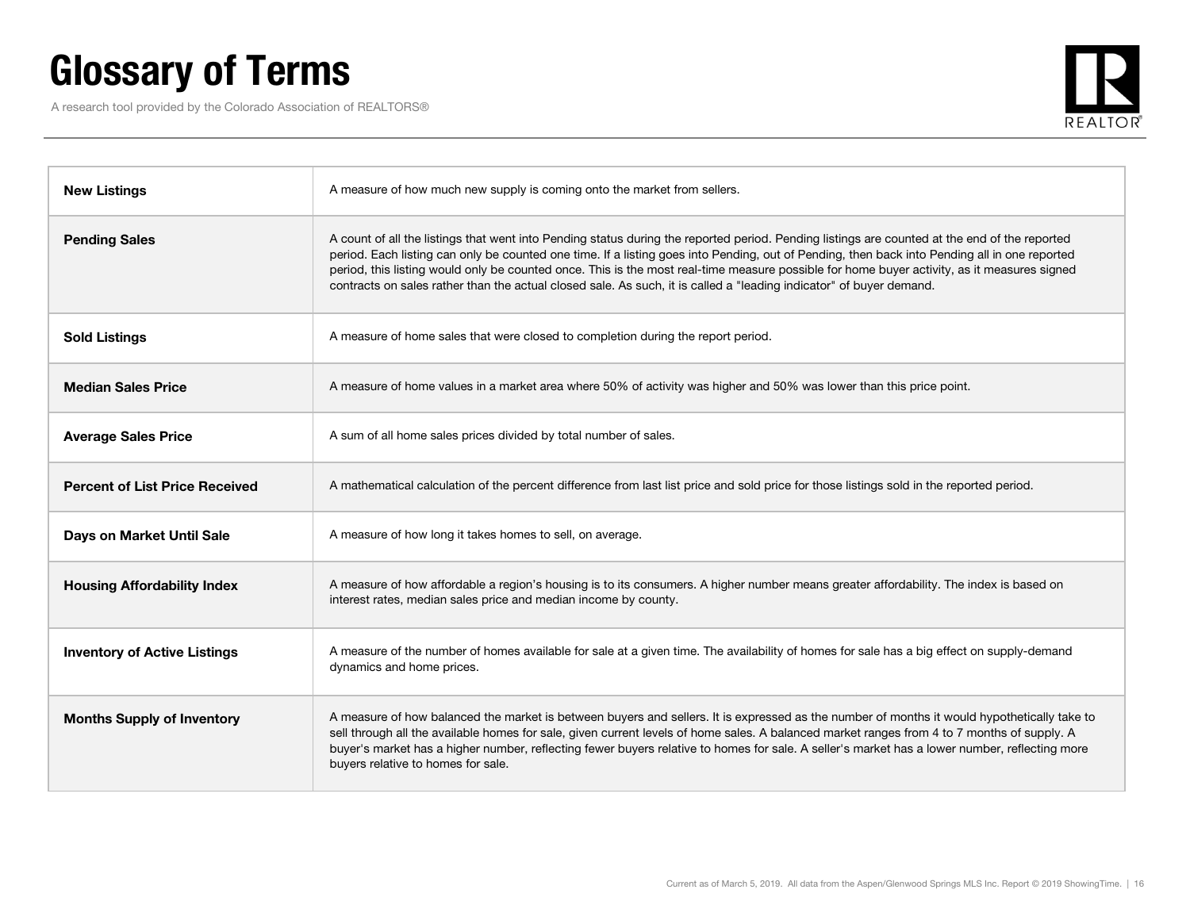# Glossary of Terms

A research tool provided by the Colorado Association of REALTORS®

| | |
|---|---|
| **New Listings** | A measure of how much new supply is coming onto the market from sellers. |
| **Pending Sales** | A count of all the listings that went into Pending status during the reported period. Pending listings are counted at the end of the reported period. Each listing can only be counted one time. If a listing goes into Pending, out of Pending, then back into Pending all in one reported period, this listing would only be counted once. This is the most real-time measure possible for home buyer activity, as it measures signed contracts on sales rather than the actual closed sale. As such, it is called a "leading indicator" of buyer demand. |
| **Sold Listings** | A measure of home sales that were closed to completion during the report period. |
| **Median Sales Price** | A measure of home values in a market area where 50% of activity was higher and 50% was lower than this price point. |
| **Average Sales Price** | A sum of all home sales prices divided by total number of sales. |
| **Percent of List Price Received** | A mathematical calculation of the percent difference from last list price and sold price for those listings sold in the reported period. |
| **Days on Market Until Sale** | A measure of how long it takes homes to sell, on average. |
| **Housing Affordability Index** | A measure of how affordable a region's housing is to its consumers. A higher number means greater affordability. The index is based on interest rates, median sales price and median income by county. |
| **Inventory of Active Listings** | A measure of the number of homes available for sale at a given time. The availability of homes for sale has a big effect on supply-demand dynamics and home prices. |
| **Months Supply of Inventory** | A measure of how balanced the market is between buyers and sellers. It is expressed as the number of months it would hypothetically take to sell through all the available homes for sale, given current levels of home sales. A balanced market ranges from 4 to 7 months of supply. A buyer's market has a higher number, reflecting fewer buyers relative to homes for sale. A seller's market has a lower number, reflecting more buyers relative to homes for sale. |

Current as of March 5, 2019. All data from the Aspen/Glenwood Springs MLS Inc. Report © 2019 ShowingTime.